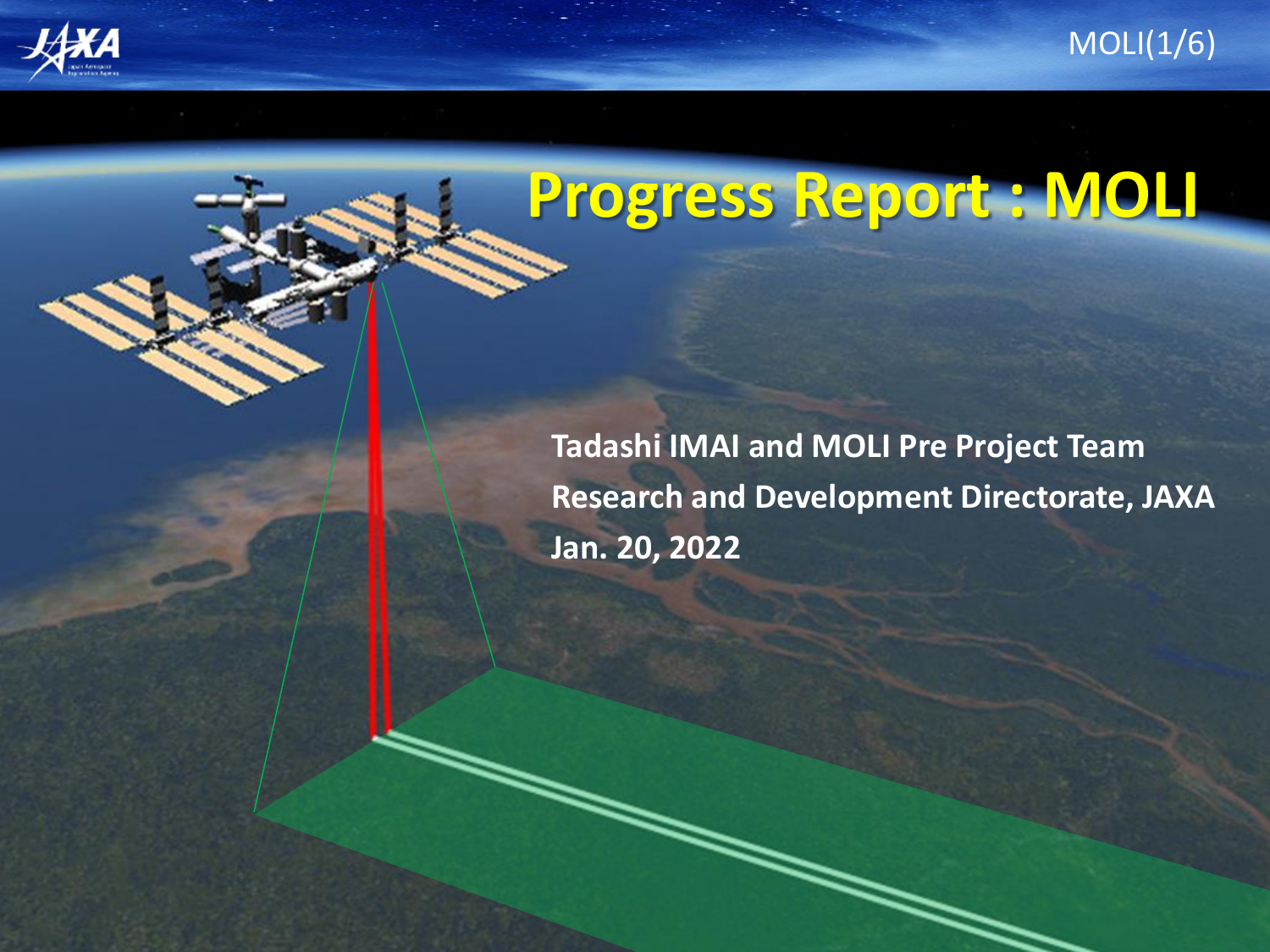# Progress Report : MOLI

**Tadashi IMAI and MOLI Pre Project Team**

**Research and Development Directorate, JAXA**

**Jan. 20, 2022**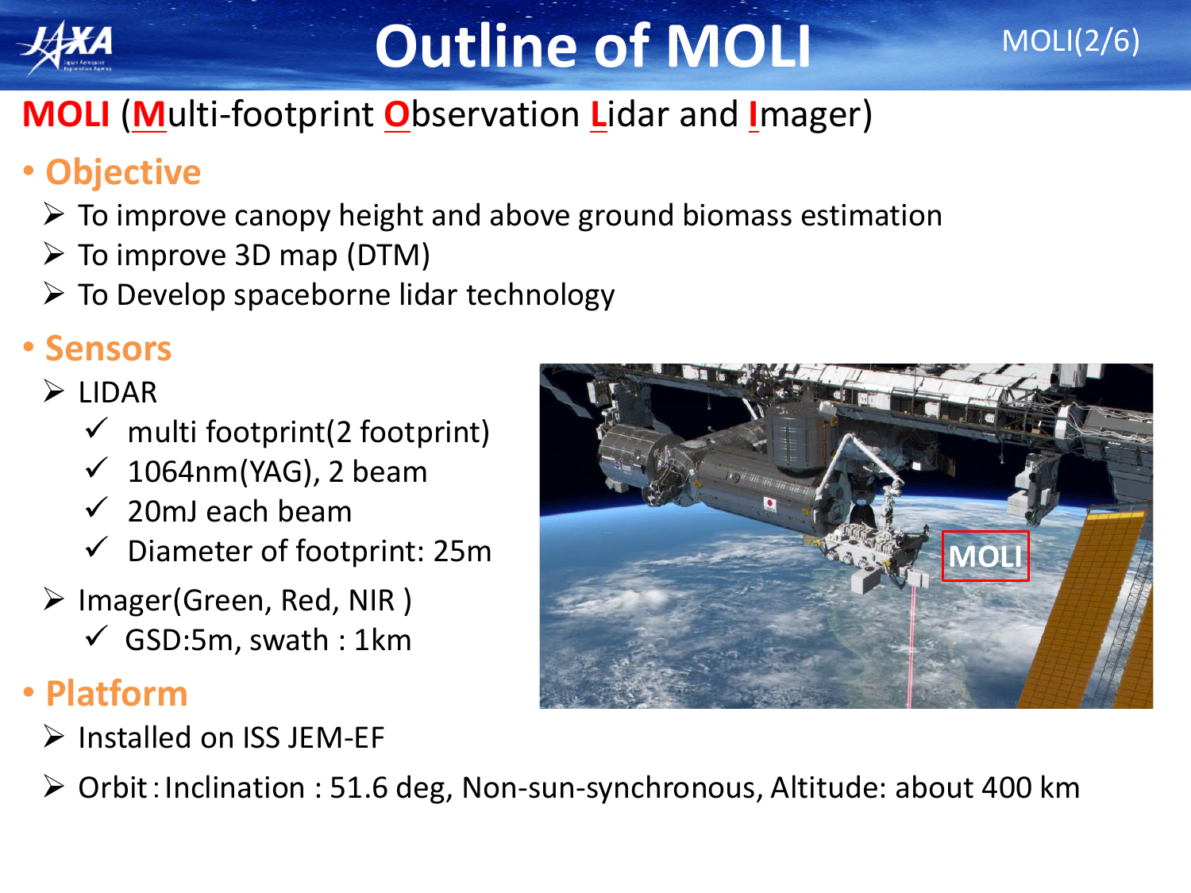# Outline of MOLI

**MOLI** (**M**ulti-footprint **O**bservation **L**idar and **I**mager)

## Objective

- To improve canopy height and above ground biomass estimation
- To improve 3D map (DTM)
- To Develop spaceborne lidar technology

## Sensors

- LIDAR
  - multi footprint(2 footprint)
  - 1064nm(YAG), 2 beam
  - 20mJ each beam
  - Diameter of footprint: 25m
- Imager(Green, Red, NIR )
  - GSD:5m, swath : 1km

## Platform

- Installed on ISS JEM-EF
- Orbit : Inclination : 51.6 deg, Non-sun-synchronous, Altitude: about 400 km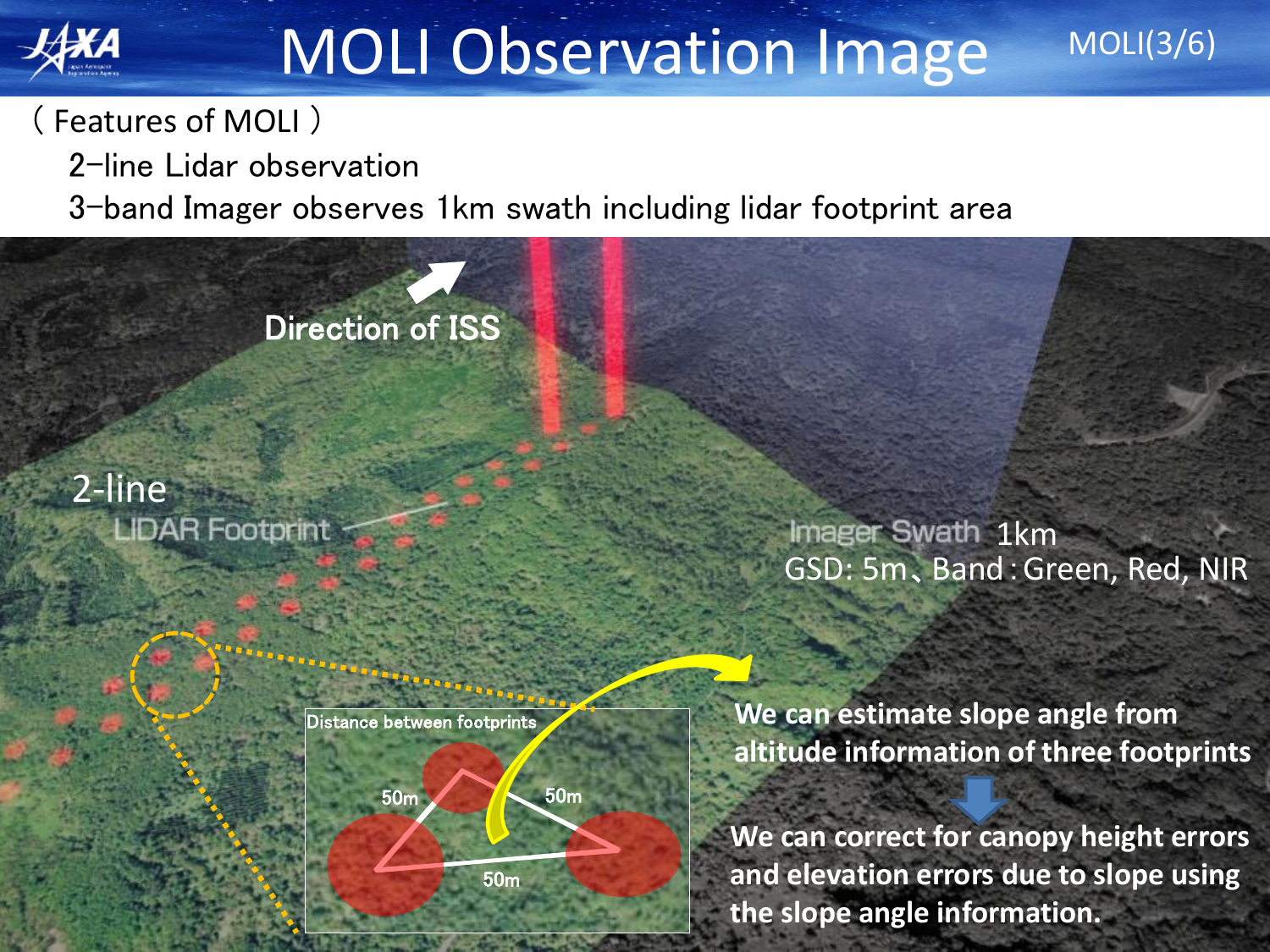# MOLI Observation Image

（ Features of MOLI ）

2−line Lidar observation

3−band Imager observes 1km swath including lidar footprint area

Direction of ISS

2-line LIDAR Footprint

Imager Swath 1km
GSD: 5m、Band：Green, Red, NIR

Distance between footprints

50m

50m

50m

**We can estimate slope angle from altitude information of three footprints**

**We can correct for canopy height errors and elevation errors due to slope using the slope angle information.**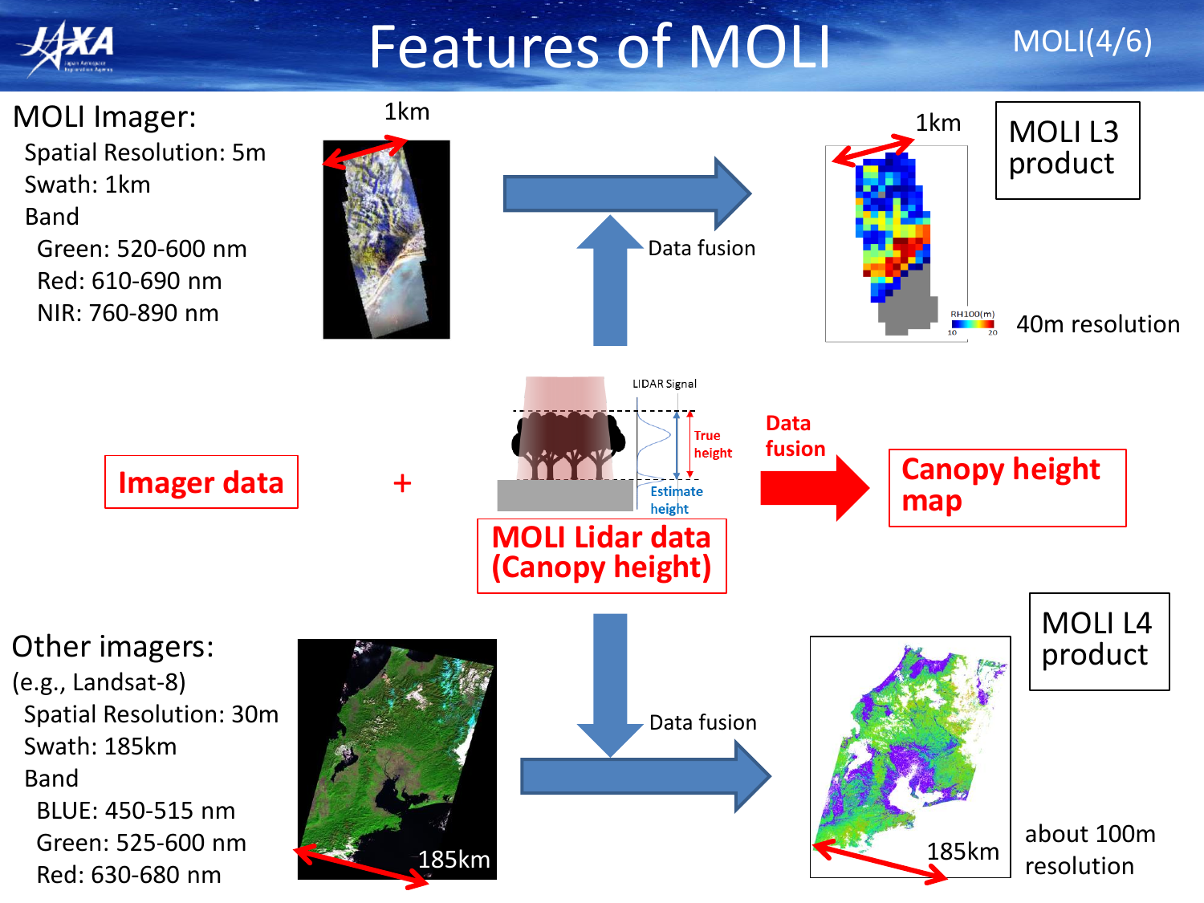# Features of MOLI

**MOLI Imager:**

- Spatial Resolution: 5m
- Swath: 1km
- Band
  - Green: 520-600 nm
  - Red: 610-690 nm
  - NIR: 760-890 nm

1km

Data fusion

1km

**MOLI L3 product**

RH100(m)

10 20

40m resolution

**Imager data** + **MOLI Lidar data (Canopy height)**

LIDAR Signal

True height

Estimate height

**Data fusion** → **Canopy height map**

**Other imagers:**

(e.g., Landsat-8)

- Spatial Resolution: 30m
- Swath: 185km
- Band
  - BLUE: 450-515 nm
  - Green: 525-600 nm
  - Red: 630-680 nm

185km

Data fusion

185km

**MOLI L4 product**

about 100m resolution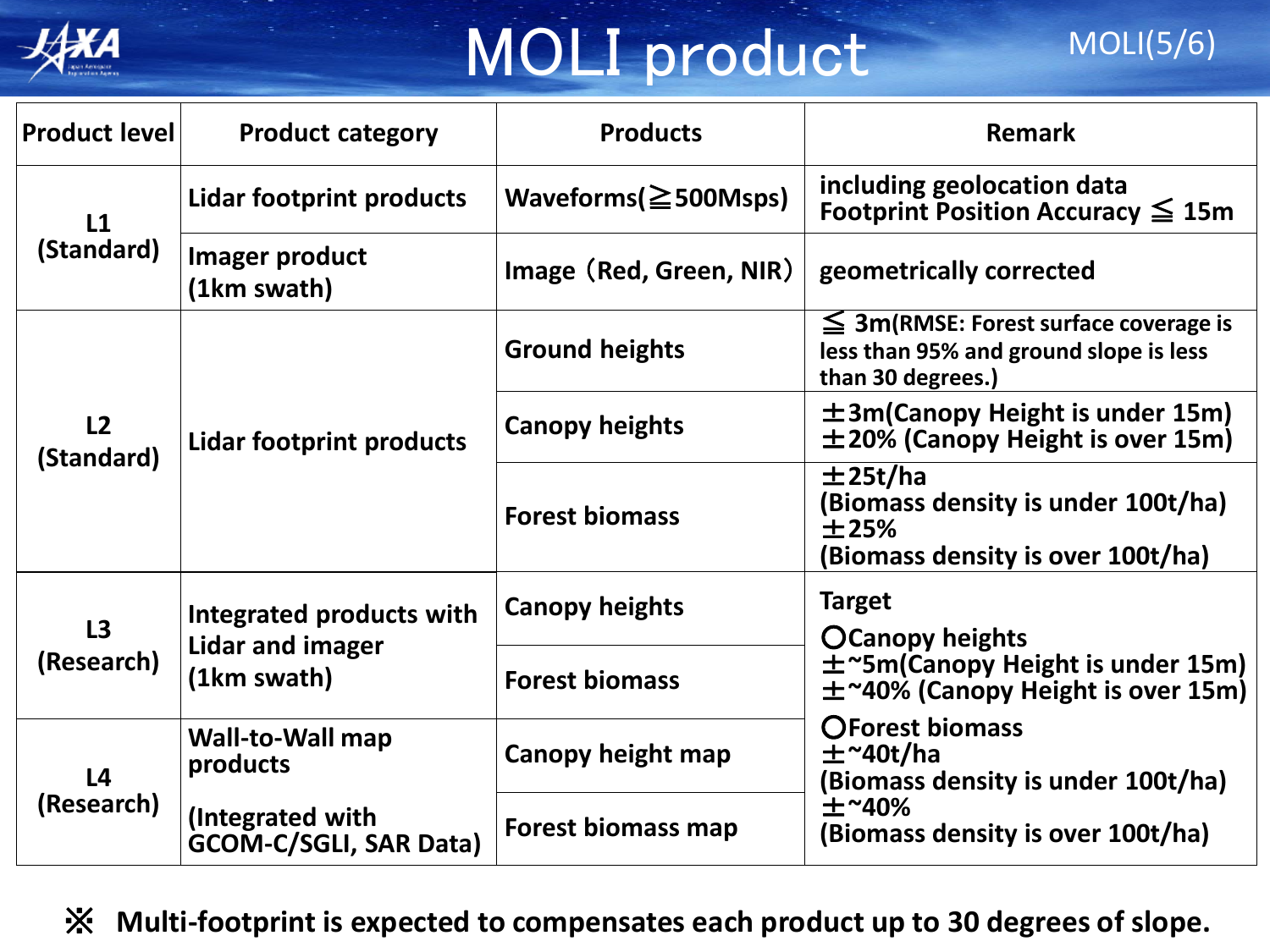# MOLI product

| Product level | Product category | Products | Remark |
|---|---|---|---|
| L1 (Standard) | Lidar footprint products | Waveforms(≧500Msps) | including geolocation data<br>Footprint Position Accuracy ≦ 15m |
| | Imager product (1km swath) | Image（Red, Green, NIR） | geometrically corrected |
| L2 (Standard) | Lidar footprint products | Ground heights | ≦ 3m(RMSE: Forest surface coverage is less than 95% and ground slope is less than 30 degrees.) |
| | | Canopy heights | ±3m(Canopy Height is under 15m)<br>±20% (Canopy Height is over 15m) |
| | | Forest biomass | ±25t/ha<br>(Biomass density is under 100t/ha)<br>±25%<br>(Biomass density is over 100t/ha) |
| L3 (Research) | Integrated products with Lidar and imager (1km swath) | Canopy heights | Target<br>〇Canopy heights<br>±~5m(Canopy Height is under 15m)<br>±~40% (Canopy Height is over 15m)<br>〇Forest biomass<br>±~40t/ha<br>(Biomass density is under 100t/ha)<br>±~40%<br>(Biomass density is over 100t/ha) |
| | | Forest biomass | |
| L4 (Research) | Wall-to-Wall map products<br>(Integrated with GCOM-C/SGLI, SAR Data) | Canopy height map | |
| | | Forest biomass map | |

※ Multi-footprint is expected to compensates each product up to 30 degrees of slope.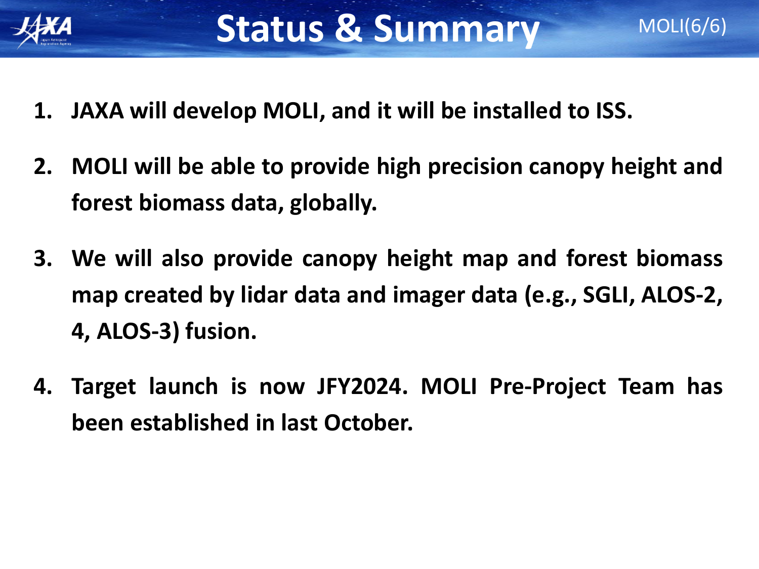# Status & Summary

MOLI(6/6)

1. **JAXA will develop MOLI, and it will be installed to ISS.**
2. **MOLI will be able to provide high precision canopy height and forest biomass data, globally.**
3. **We will also provide canopy height map and forest biomass map created by lidar data and imager data (e.g., SGLI, ALOS-2, 4, ALOS-3) fusion.**
4. **Target launch is now JFY2024. MOLI Pre-Project Team has been established in last October.**